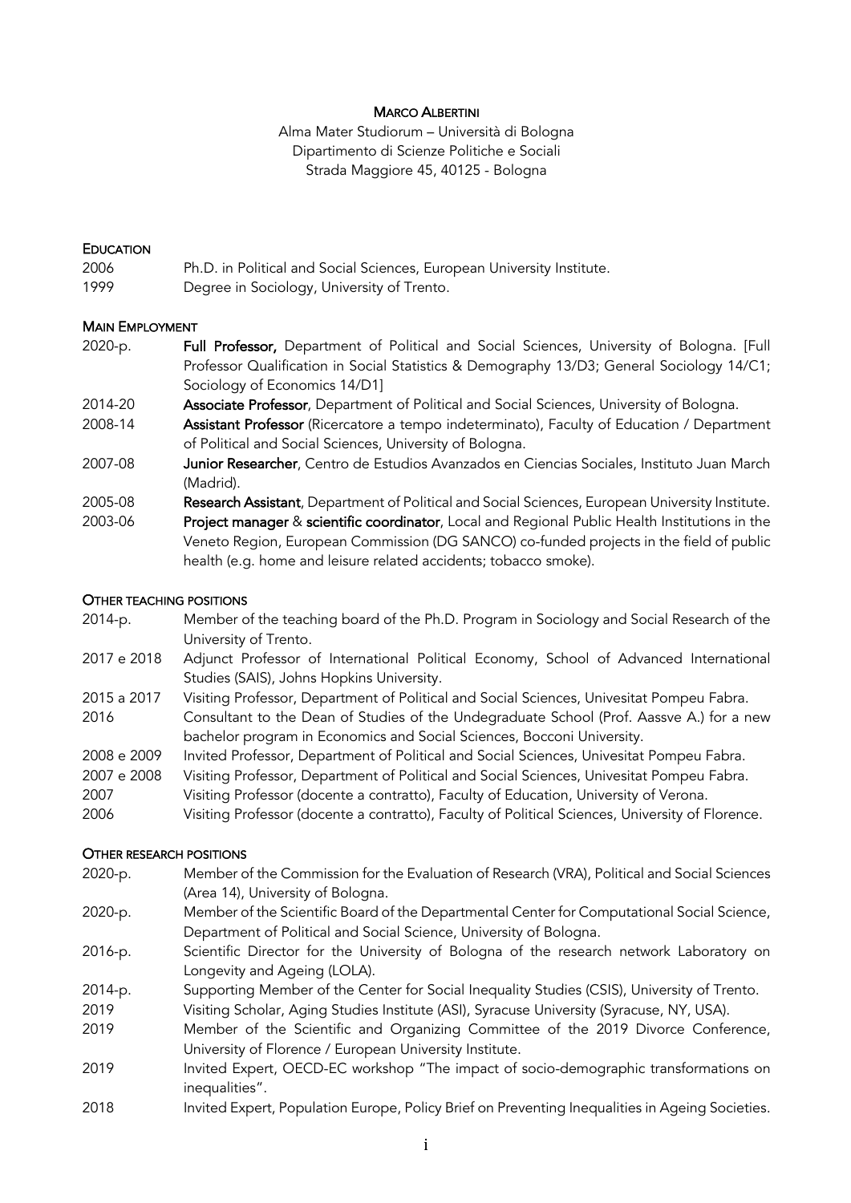# MARCO ALBERTINI

Alma Mater Studiorum – Università di Bologna
Dipartimento di Scienze Politiche e Sociali
Strada Maggiore 45, 40125 - Bologna

## EDUCATION

- 2006 — Ph.D. in Political and Social Sciences, European University Institute.
- 1999 — Degree in Sociology, University of Trento.

## MAIN EMPLOYMENT

- 2020-p. — **Full Professor,** Department of Political and Social Sciences, University of Bologna. [Full Professor Qualification in Social Statistics & Demography 13/D3; General Sociology 14/C1; Sociology of Economics 14/D1]
- 2014-20 — **Associate Professor**, Department of Political and Social Sciences, University of Bologna.
- 2008-14 — **Assistant Professor** (Ricercatore a tempo indeterminato), Faculty of Education / Department of Political and Social Sciences, University of Bologna.
- 2007-08 — **Junior Researcher**, Centro de Estudios Avanzados en Ciencias Sociales, Instituto Juan March (Madrid).
- 2005-08 — **Research Assistant**, Department of Political and Social Sciences, European University Institute.
- 2003-06 — **Project manager** & **scientific coordinator**, Local and Regional Public Health Institutions in the Veneto Region, European Commission (DG SANCO) co-funded projects in the field of public health (e.g. home and leisure related accidents; tobacco smoke).

## OTHER TEACHING POSITIONS

- 2014-p. — Member of the teaching board of the Ph.D. Program in Sociology and Social Research of the University of Trento.
- 2017 e 2018 — Adjunct Professor of International Political Economy, School of Advanced International Studies (SAIS), Johns Hopkins University.
- 2015 a 2017 — Visiting Professor, Department of Political and Social Sciences, Univesitat Pompeu Fabra.
- 2016 — Consultant to the Dean of Studies of the Undegraduate School (Prof. Aassve A.) for a new bachelor program in Economics and Social Sciences, Bocconi University.
- 2008 e 2009 — Invited Professor, Department of Political and Social Sciences, Univesitat Pompeu Fabra.
- 2007 e 2008 — Visiting Professor, Department of Political and Social Sciences, Univesitat Pompeu Fabra.
- 2007 — Visiting Professor (docente a contratto), Faculty of Education, University of Verona.
- 2006 — Visiting Professor (docente a contratto), Faculty of Political Sciences, University of Florence.

## OTHER RESEARCH POSITIONS

- 2020-p. — Member of the Commission for the Evaluation of Research (VRA), Political and Social Sciences (Area 14), University of Bologna.
- 2020-p. — Member of the Scientific Board of the Departmental Center for Computational Social Science, Department of Political and Social Science, University of Bologna.
- 2016-p. — Scientific Director for the University of Bologna of the research network Laboratory on Longevity and Ageing (LOLA).
- 2014-p. — Supporting Member of the Center for Social Inequality Studies (CSIS), University of Trento.
- 2019 — Visiting Scholar, Aging Studies Institute (ASI), Syracuse University (Syracuse, NY, USA).
- 2019 — Member of the Scientific and Organizing Committee of the 2019 Divorce Conference, University of Florence / European University Institute.
- 2019 — Invited Expert, OECD-EC workshop "The impact of socio-demographic transformations on inequalities".
- 2018 — Invited Expert, Population Europe, Policy Brief on Preventing Inequalities in Ageing Societies.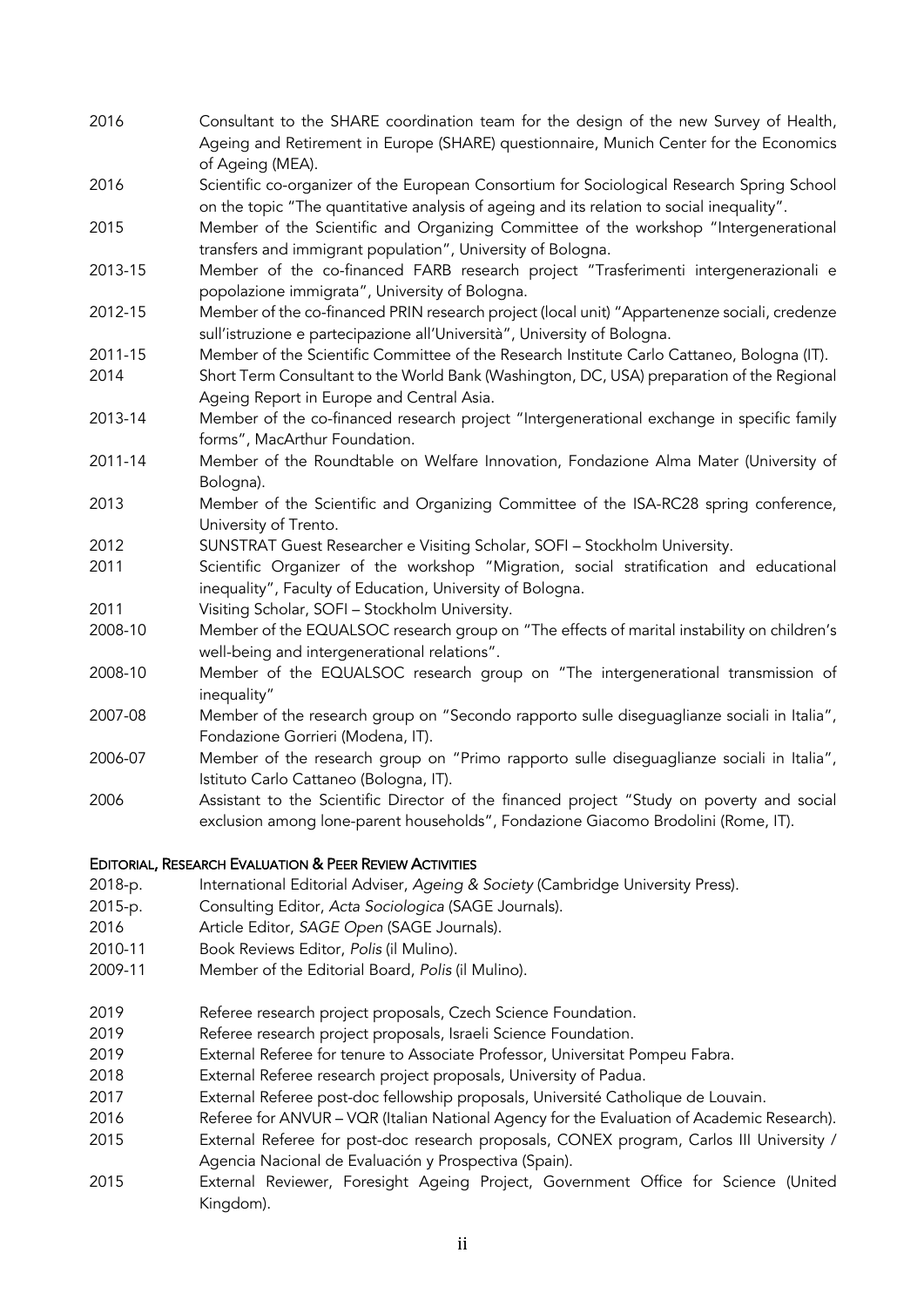2016 Consultant to the SHARE coordination team for the design of the new Survey of Health, Ageing and Retirement in Europe (SHARE) questionnaire, Munich Center for the Economics of Ageing (MEA).

2016 Scientific co-organizer of the European Consortium for Sociological Research Spring School on the topic "The quantitative analysis of ageing and its relation to social inequality".

2015 Member of the Scientific and Organizing Committee of the workshop "Intergenerational transfers and immigrant population", University of Bologna.

2013-15 Member of the co-financed FARB research project "Trasferimenti intergenerazionali e popolazione immigrata", University of Bologna.

2012-15 Member of the co-financed PRIN research project (local unit) "Appartenenze sociali, credenze sull'istruzione e partecipazione all'Università", University of Bologna.

2011-15 Member of the Scientific Committee of the Research Institute Carlo Cattaneo, Bologna (IT).

2014 Short Term Consultant to the World Bank (Washington, DC, USA) preparation of the Regional Ageing Report in Europe and Central Asia.

2013-14 Member of the co-financed research project "Intergenerational exchange in specific family forms", MacArthur Foundation.

2011-14 Member of the Roundtable on Welfare Innovation, Fondazione Alma Mater (University of Bologna).

2013 Member of the Scientific and Organizing Committee of the ISA-RC28 spring conference, University of Trento.

2012 SUNSTRAT Guest Researcher e Visiting Scholar, SOFI – Stockholm University.

2011 Scientific Organizer of the workshop "Migration, social stratification and educational inequality", Faculty of Education, University of Bologna.

2011 Visiting Scholar, SOFI – Stockholm University.

2008-10 Member of the EQUALSOC research group on "The effects of marital instability on children's well-being and intergenerational relations".

2008-10 Member of the EQUALSOC research group on "The intergenerational transmission of inequality"

2007-08 Member of the research group on "Secondo rapporto sulle diseguaglianze sociali in Italia", Fondazione Gorrieri (Modena, IT).

2006-07 Member of the research group on "Primo rapporto sulle diseguaglianze sociali in Italia", Istituto Carlo Cattaneo (Bologna, IT).

2006 Assistant to the Scientific Director of the financed project "Study on poverty and social exclusion among lone-parent households", Fondazione Giacomo Brodolini (Rome, IT).

## EDITORIAL, RESEARCH EVALUATION & PEER REVIEW ACTIVITIES

2018-p. International Editorial Adviser, *Ageing & Society* (Cambridge University Press).

2015-p. Consulting Editor, *Acta Sociologica* (SAGE Journals).

2016 Article Editor, *SAGE Open* (SAGE Journals).

2010-11 Book Reviews Editor, *Polis* (il Mulino).

2009-11 Member of the Editorial Board, *Polis* (il Mulino).

2019 Referee research project proposals, Czech Science Foundation.

2019 Referee research project proposals, Israeli Science Foundation.

2019 External Referee for tenure to Associate Professor, Universitat Pompeu Fabra.

2018 External Referee research project proposals, University of Padua.

2017 External Referee post-doc fellowship proposals, Université Catholique de Louvain.

2016 Referee for ANVUR – VQR (Italian National Agency for the Evaluation of Academic Research).

2015 External Referee for post-doc research proposals, CONEX program, Carlos III University / Agencia Nacional de Evaluación y Prospectiva (Spain).

2015 External Reviewer, Foresight Ageing Project, Government Office for Science (United Kingdom).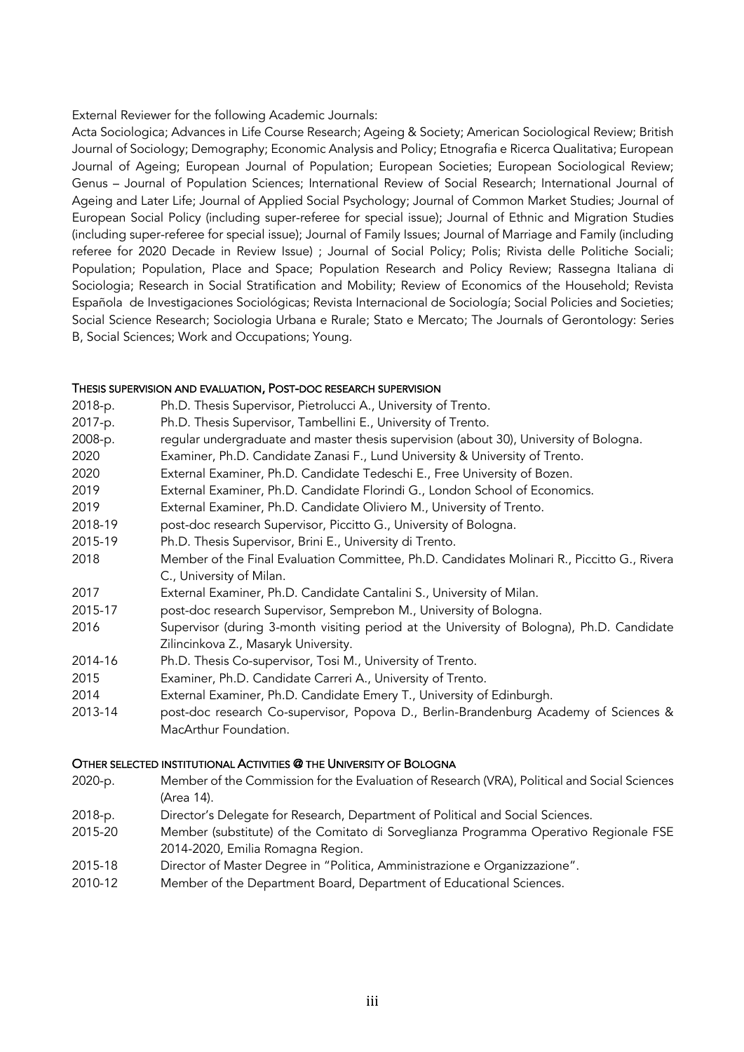External Reviewer for the following Academic Journals:

Acta Sociologica; Advances in Life Course Research; Ageing & Society; American Sociological Review; British Journal of Sociology; Demography; Economic Analysis and Policy; Etnografia e Ricerca Qualitativa; European Journal of Ageing; European Journal of Population; European Societies; European Sociological Review; Genus – Journal of Population Sciences; International Review of Social Research; International Journal of Ageing and Later Life; Journal of Applied Social Psychology; Journal of Common Market Studies; Journal of European Social Policy (including super-referee for special issue); Journal of Ethnic and Migration Studies (including super-referee for special issue); Journal of Family Issues; Journal of Marriage and Family (including referee for 2020 Decade in Review Issue) ; Journal of Social Policy; Polis; Rivista delle Politiche Sociali; Population; Population, Place and Space; Population Research and Policy Review; Rassegna Italiana di Sociologia; Research in Social Stratification and Mobility; Review of Economics of the Household; Revista Española de Investigaciones Sociológicas; Revista Internacional de Sociología; Social Policies and Societies; Social Science Research; Sociologia Urbana e Rurale; Stato e Mercato; The Journals of Gerontology: Series B, Social Sciences; Work and Occupations; Young.

## THESIS SUPERVISION AND EVALUATION, POST-DOC RESEARCH SUPERVISION

| | |
|---|---|
| 2018-p. | Ph.D. Thesis Supervisor, Pietrolucci A., University of Trento. |
| 2017-p. | Ph.D. Thesis Supervisor, Tambellini E., University of Trento. |
| 2008-p. | regular undergraduate and master thesis supervision (about 30), University of Bologna. |
| 2020 | Examiner, Ph.D. Candidate Zanasi F., Lund University & University of Trento. |
| 2020 | External Examiner, Ph.D. Candidate Tedeschi E., Free University of Bozen. |
| 2019 | External Examiner, Ph.D. Candidate Florindi G., London School of Economics. |
| 2019 | External Examiner, Ph.D. Candidate Oliviero M., University of Trento. |
| 2018-19 | post-doc research Supervisor, Piccitto G., University of Bologna. |
| 2015-19 | Ph.D. Thesis Supervisor, Brini E., University di Trento. |
| 2018 | Member of the Final Evaluation Committee, Ph.D. Candidates Molinari R., Piccitto G., Rivera C., University of Milan. |
| 2017 | External Examiner, Ph.D. Candidate Cantalini S., University of Milan. |
| 2015-17 | post-doc research Supervisor, Semprebon M., University of Bologna. |
| 2016 | Supervisor (during 3-month visiting period at the University of Bologna), Ph.D. Candidate Zilincinkova Z., Masaryk University. |
| 2014-16 | Ph.D. Thesis Co-supervisor, Tosi M., University of Trento. |
| 2015 | Examiner, Ph.D. Candidate Carreri A., University of Trento. |
| 2014 | External Examiner, Ph.D. Candidate Emery T., University of Edinburgh. |
| 2013-14 | post-doc research Co-supervisor, Popova D., Berlin-Brandenburg Academy of Sciences & MacArthur Foundation. |

## OTHER SELECTED INSTITUTIONAL ACTIVITIES @ THE UNIVERSITY OF BOLOGNA

| | |
|---|---|
| 2020-p. | Member of the Commission for the Evaluation of Research (VRA), Political and Social Sciences (Area 14). |
| 2018-p. | Director's Delegate for Research, Department of Political and Social Sciences. |
| 2015-20 | Member (substitute) of the Comitato di Sorveglianza Programma Operativo Regionale FSE 2014-2020, Emilia Romagna Region. |
| 2015-18 | Director of Master Degree in "Politica, Amministrazione e Organizzazione". |
| 2010-12 | Member of the Department Board, Department of Educational Sciences. |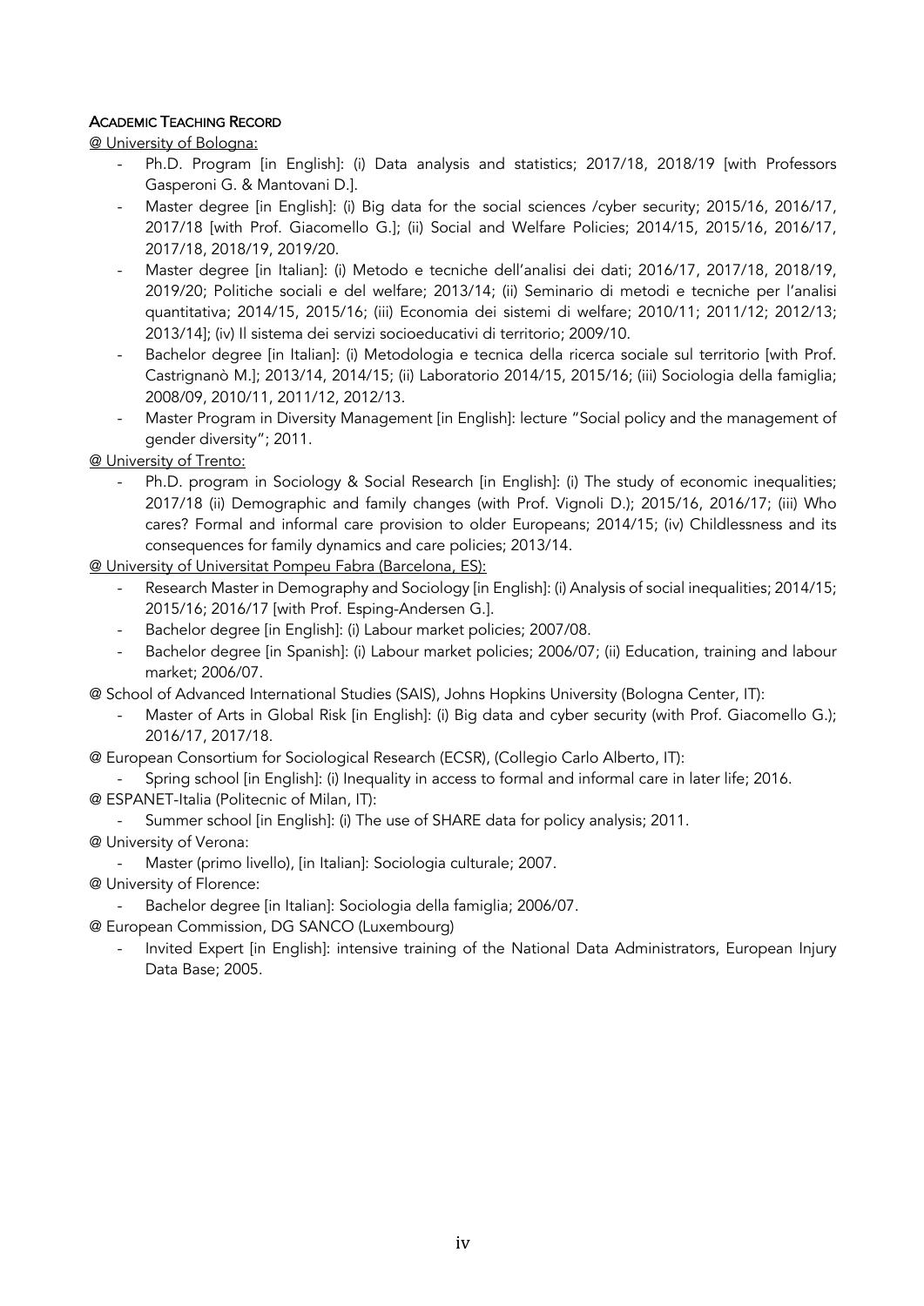## ACADEMIC TEACHING RECORD

@ University of Bologna:

- Ph.D. Program [in English]: (i) Data analysis and statistics; 2017/18, 2018/19 [with Professors Gasperoni G. & Mantovani D.].
- Master degree [in English]: (i) Big data for the social sciences /cyber security; 2015/16, 2016/17, 2017/18 [with Prof. Giacomello G.]; (ii) Social and Welfare Policies; 2014/15, 2015/16, 2016/17, 2017/18, 2018/19, 2019/20.
- Master degree [in Italian]: (i) Metodo e tecniche dell'analisi dei dati; 2016/17, 2017/18, 2018/19, 2019/20; Politiche sociali e del welfare; 2013/14; (ii) Seminario di metodi e tecniche per l'analisi quantitativa; 2014/15, 2015/16; (iii) Economia dei sistemi di welfare; 2010/11; 2011/12; 2012/13; 2013/14]; (iv) Il sistema dei servizi socioeducativi di territorio; 2009/10.
- Bachelor degree [in Italian]: (i) Metodologia e tecnica della ricerca sociale sul territorio [with Prof. Castrignanò M.]; 2013/14, 2014/15; (ii) Laboratorio 2014/15, 2015/16; (iii) Sociologia della famiglia; 2008/09, 2010/11, 2011/12, 2012/13.
- Master Program in Diversity Management [in English]: lecture "Social policy and the management of gender diversity"; 2011.

@ University of Trento:

- Ph.D. program in Sociology & Social Research [in English]: (i) The study of economic inequalities; 2017/18 (ii) Demographic and family changes (with Prof. Vignoli D.); 2015/16, 2016/17; (iii) Who cares? Formal and informal care provision to older Europeans; 2014/15; (iv) Childlessness and its consequences for family dynamics and care policies; 2013/14.

@ University of Universitat Pompeu Fabra (Barcelona, ES):

- Research Master in Demography and Sociology [in English]: (i) Analysis of social inequalities; 2014/15; 2015/16; 2016/17 [with Prof. Esping-Andersen G.].
- Bachelor degree [in English]: (i) Labour market policies; 2007/08.
- Bachelor degree [in Spanish]: (i) Labour market policies; 2006/07; (ii) Education, training and labour market; 2006/07.

@ School of Advanced International Studies (SAIS), Johns Hopkins University (Bologna Center, IT):

- Master of Arts in Global Risk [in English]: (i) Big data and cyber security (with Prof. Giacomello G.); 2016/17, 2017/18.

@ European Consortium for Sociological Research (ECSR), (Collegio Carlo Alberto, IT):

- Spring school [in English]: (i) Inequality in access to formal and informal care in later life; 2016.

@ ESPANET-Italia (Politecnic of Milan, IT):

- Summer school [in English]: (i) The use of SHARE data for policy analysis; 2011.

@ University of Verona:

- Master (primo livello), [in Italian]: Sociologia culturale; 2007.

@ University of Florence:

- Bachelor degree [in Italian]: Sociologia della famiglia; 2006/07.

@ European Commission, DG SANCO (Luxembourg)

- Invited Expert [in English]: intensive training of the National Data Administrators, European Injury Data Base; 2005.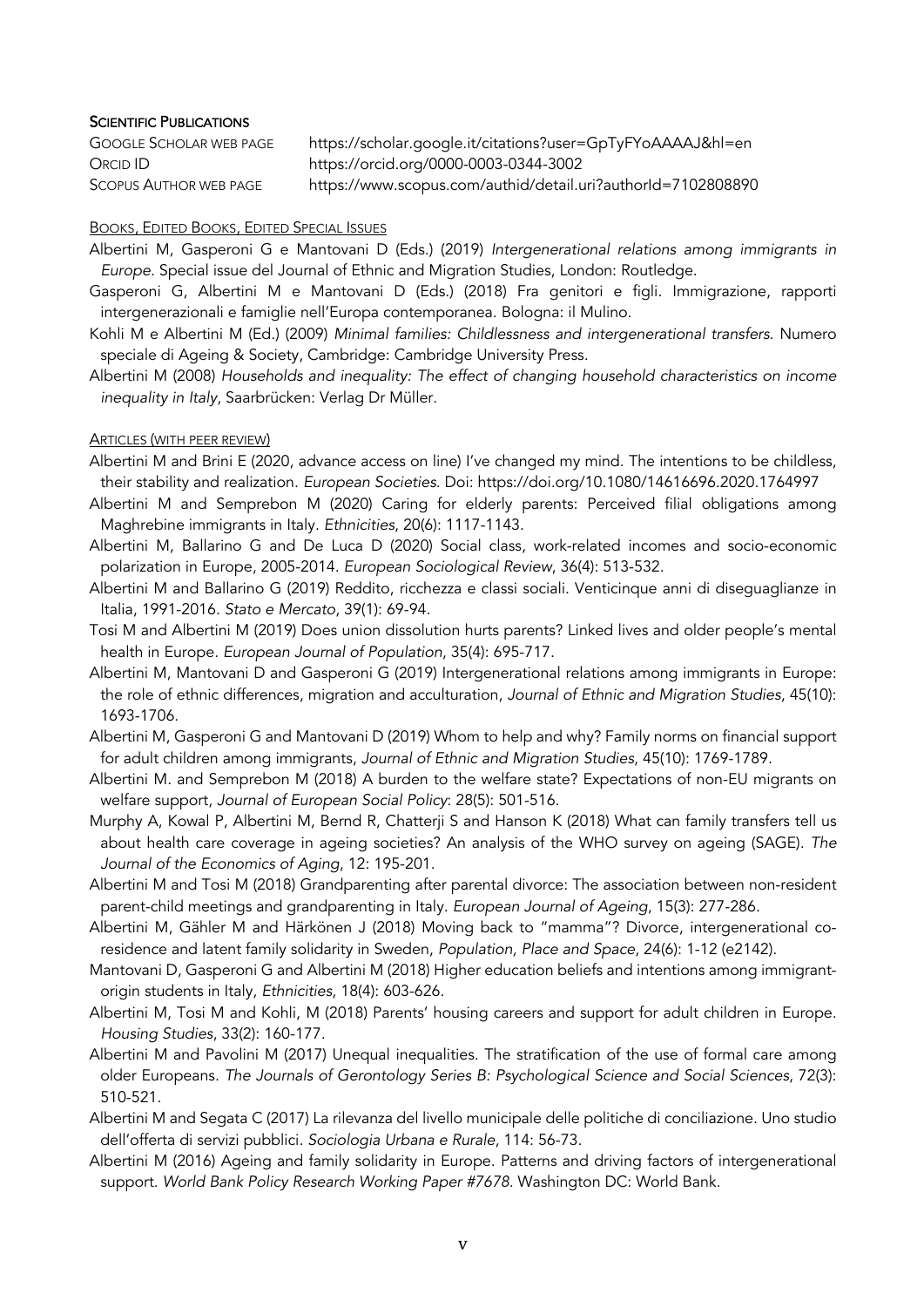## Scientific Publications

| | |
|---|---|
| Google Scholar web page | https://scholar.google.it/citations?user=GpTyFYoAAAAJ&hl=en |
| Orcid ID | https://orcid.org/0000-0003-0344-3002 |
| Scopus Author web page | https://www.scopus.com/authid/detail.uri?authorId=7102808890 |

### Books, Edited Books, Edited Special Issues

Albertini M, Gasperoni G e Mantovani D (Eds.) (2019) *Intergenerational relations among immigrants in Europe*. Special issue del Journal of Ethnic and Migration Studies, London: Routledge.

Gasperoni G, Albertini M e Mantovani D (Eds.) (2018) Fra genitori e figli. Immigrazione, rapporti intergenerazionali e famiglie nell'Europa contemporanea. Bologna: il Mulino.

Kohli M e Albertini M (Ed.) (2009) *Minimal families: Childlessness and intergenerational transfers*. Numero speciale di Ageing & Society, Cambridge: Cambridge University Press.

Albertini M (2008) *Households and inequality: The effect of changing household characteristics on income inequality in Italy*, Saarbrücken: Verlag Dr Müller.

### Articles (with peer review)

Albertini M and Brini E (2020, advance access on line) I've changed my mind. The intentions to be childless, their stability and realization. *European Societies*. Doi: https://doi.org/10.1080/14616696.2020.1764997

Albertini M and Semprebon M (2020) Caring for elderly parents: Perceived filial obligations among Maghrebine immigrants in Italy. *Ethnicities*, 20(6): 1117-1143.

Albertini M, Ballarino G and De Luca D (2020) Social class, work-related incomes and socio-economic polarization in Europe, 2005-2014. *European Sociological Review*, 36(4): 513-532.

Albertini M and Ballarino G (2019) Reddito, ricchezza e classi sociali. Venticinque anni di diseguaglianze in Italia, 1991-2016. *Stato e Mercato*, 39(1): 69-94.

Tosi M and Albertini M (2019) Does union dissolution hurts parents? Linked lives and older people's mental health in Europe. *European Journal of Population*, 35(4): 695-717.

Albertini M, Mantovani D and Gasperoni G (2019) Intergenerational relations among immigrants in Europe: the role of ethnic differences, migration and acculturation, *Journal of Ethnic and Migration Studies*, 45(10): 1693-1706.

Albertini M, Gasperoni G and Mantovani D (2019) Whom to help and why? Family norms on financial support for adult children among immigrants, *Journal of Ethnic and Migration Studies*, 45(10): 1769-1789.

Albertini M. and Semprebon M (2018) A burden to the welfare state? Expectations of non-EU migrants on welfare support, *Journal of European Social Policy*: 28(5): 501-516.

Murphy A, Kowal P, Albertini M, Bernd R, Chatterji S and Hanson K (2018) What can family transfers tell us about health care coverage in ageing societies? An analysis of the WHO survey on ageing (SAGE). *The Journal of the Economics of Aging*, 12: 195-201.

Albertini M and Tosi M (2018) Grandparenting after parental divorce: The association between non-resident parent-child meetings and grandparenting in Italy. *European Journal of Ageing*, 15(3): 277-286.

Albertini M, Gähler M and Härkönen J (2018) Moving back to "mamma"? Divorce, intergenerational co-residence and latent family solidarity in Sweden, *Population, Place and Space*, 24(6): 1-12 (e2142).

Mantovani D, Gasperoni G and Albertini M (2018) Higher education beliefs and intentions among immigrant-origin students in Italy, *Ethnicities*, 18(4): 603-626.

Albertini M, Tosi M and Kohli, M (2018) Parents' housing careers and support for adult children in Europe. *Housing Studies*, 33(2): 160-177.

Albertini M and Pavolini M (2017) Unequal inequalities. The stratification of the use of formal care among older Europeans. *The Journals of Gerontology Series B: Psychological Science and Social Sciences*, 72(3): 510-521.

Albertini M and Segata C (2017) La rilevanza del livello municipale delle politiche di conciliazione. Uno studio dell'offerta di servizi pubblici. *Sociologia Urbana e Rurale*, 114: 56-73.

Albertini M (2016) Ageing and family solidarity in Europe. Patterns and driving factors of intergenerational support. *World Bank Policy Research Working Paper #7678*. Washington DC: World Bank.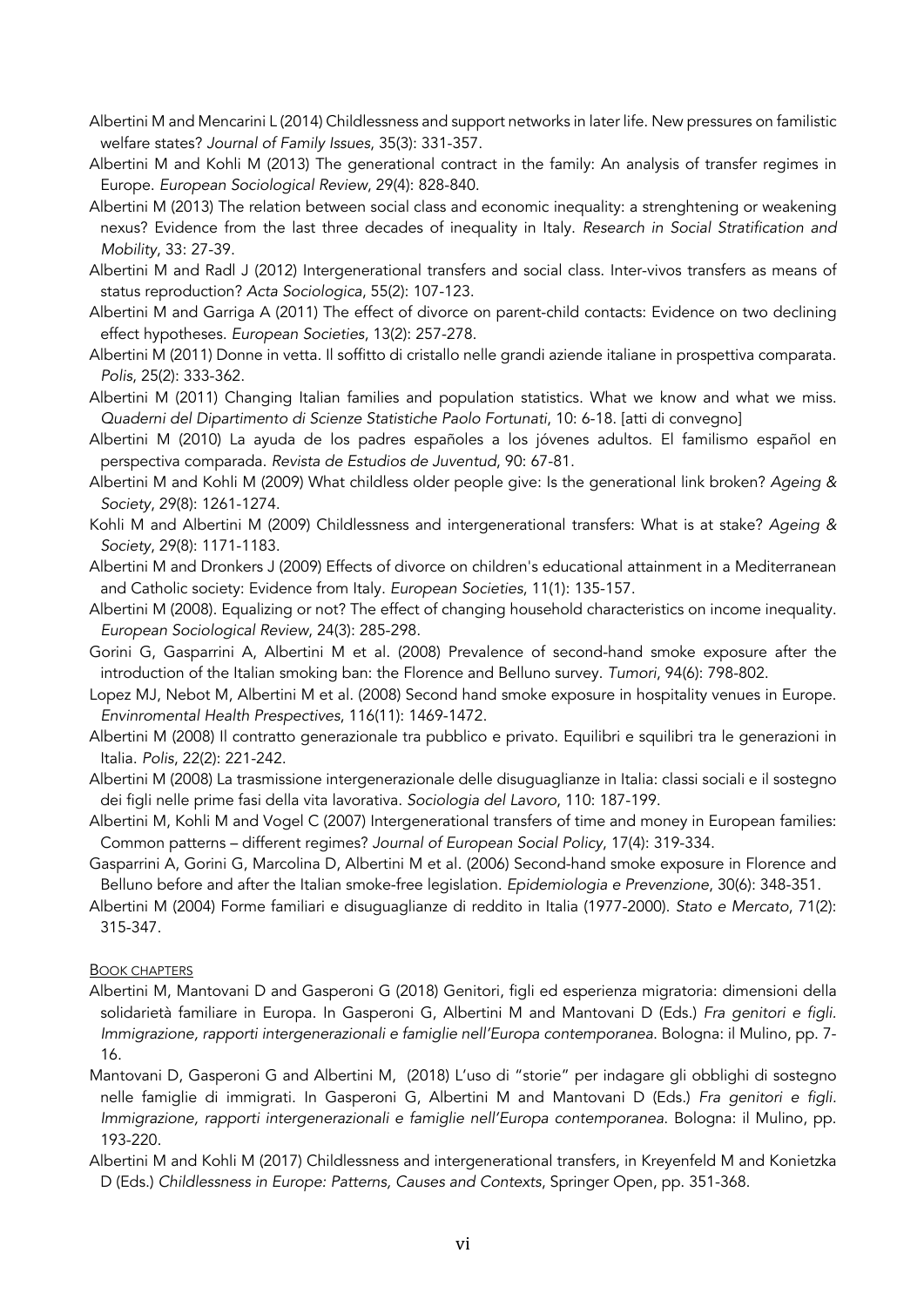Albertini M and Mencarini L (2014) Childlessness and support networks in later life. New pressures on familistic welfare states? *Journal of Family Issues*, 35(3): 331-357.

Albertini M and Kohli M (2013) The generational contract in the family: An analysis of transfer regimes in Europe. *European Sociological Review*, 29(4): 828-840.

Albertini M (2013) The relation between social class and economic inequality: a strenghtening or weakening nexus? Evidence from the last three decades of inequality in Italy. *Research in Social Stratification and Mobility*, 33: 27-39.

Albertini M and Radl J (2012) Intergenerational transfers and social class. Inter-vivos transfers as means of status reproduction? *Acta Sociologica*, 55(2): 107-123.

Albertini M and Garriga A (2011) The effect of divorce on parent-child contacts: Evidence on two declining effect hypotheses. *European Societies*, 13(2): 257-278.

Albertini M (2011) Donne in vetta. Il soffitto di cristallo nelle grandi aziende italiane in prospettiva comparata. *Polis*, 25(2): 333-362.

Albertini M (2011) Changing Italian families and population statistics. What we know and what we miss. *Quaderni del Dipartimento di Scienze Statistiche Paolo Fortunati*, 10: 6-18. [atti di convegno]

Albertini M (2010) La ayuda de los padres españoles a los jóvenes adultos. El familismo español en perspectiva comparada. *Revista de Estudios de Juventud*, 90: 67-81.

Albertini M and Kohli M (2009) What childless older people give: Is the generational link broken? *Ageing & Society*, 29(8): 1261-1274.

Kohli M and Albertini M (2009) Childlessness and intergenerational transfers: What is at stake? *Ageing & Society*, 29(8): 1171-1183.

Albertini M and Dronkers J (2009) Effects of divorce on children's educational attainment in a Mediterranean and Catholic society: Evidence from Italy. *European Societies*, 11(1): 135-157.

Albertini M (2008). Equalizing or not? The effect of changing household characteristics on income inequality. *European Sociological Review*, 24(3): 285-298.

Gorini G, Gasparrini A, Albertini M et al. (2008) Prevalence of second-hand smoke exposure after the introduction of the Italian smoking ban: the Florence and Belluno survey. *Tumori*, 94(6): 798-802.

Lopez MJ, Nebot M, Albertini M et al. (2008) Second hand smoke exposure in hospitality venues in Europe. *Envinromental Health Prespectives*, 116(11): 1469-1472.

Albertini M (2008) Il contratto generazionale tra pubblico e privato. Equilibri e squilibri tra le generazioni in Italia. *Polis*, 22(2): 221-242.

Albertini M (2008) La trasmissione intergenerazionale delle disuguaglianze in Italia: classi sociali e il sostegno dei figli nelle prime fasi della vita lavorativa. *Sociologia del Lavoro*, 110: 187-199.

Albertini M, Kohli M and Vogel C (2007) Intergenerational transfers of time and money in European families: Common patterns – different regimes? *Journal of European Social Policy*, 17(4): 319-334.

Gasparrini A, Gorini G, Marcolina D, Albertini M et al. (2006) Second-hand smoke exposure in Florence and Belluno before and after the Italian smoke-free legislation. *Epidemiologia e Prevenzione*, 30(6): 348-351.

Albertini M (2004) Forme familiari e disuguaglianze di reddito in Italia (1977-2000). *Stato e Mercato*, 71(2): 315-347.

## Book chapters

Albertini M, Mantovani D and Gasperoni G (2018) Genitori, figli ed esperienza migratoria: dimensioni della solidarietà familiare in Europa. In Gasperoni G, Albertini M and Mantovani D (Eds.) *Fra genitori e figli. Immigrazione, rapporti intergenerazionali e famiglie nell'Europa contemporanea*. Bologna: il Mulino, pp. 7-16.

Mantovani D, Gasperoni G and Albertini M, (2018) L'uso di "storie" per indagare gli obblighi di sostegno nelle famiglie di immigrati. In Gasperoni G, Albertini M and Mantovani D (Eds.) *Fra genitori e figli. Immigrazione, rapporti intergenerazionali e famiglie nell'Europa contemporanea*. Bologna: il Mulino, pp. 193-220.

Albertini M and Kohli M (2017) Childlessness and intergenerational transfers, in Kreyenfeld M and Konietzka D (Eds.) *Childlessness in Europe: Patterns, Causes and Contexts*, Springer Open, pp. 351-368.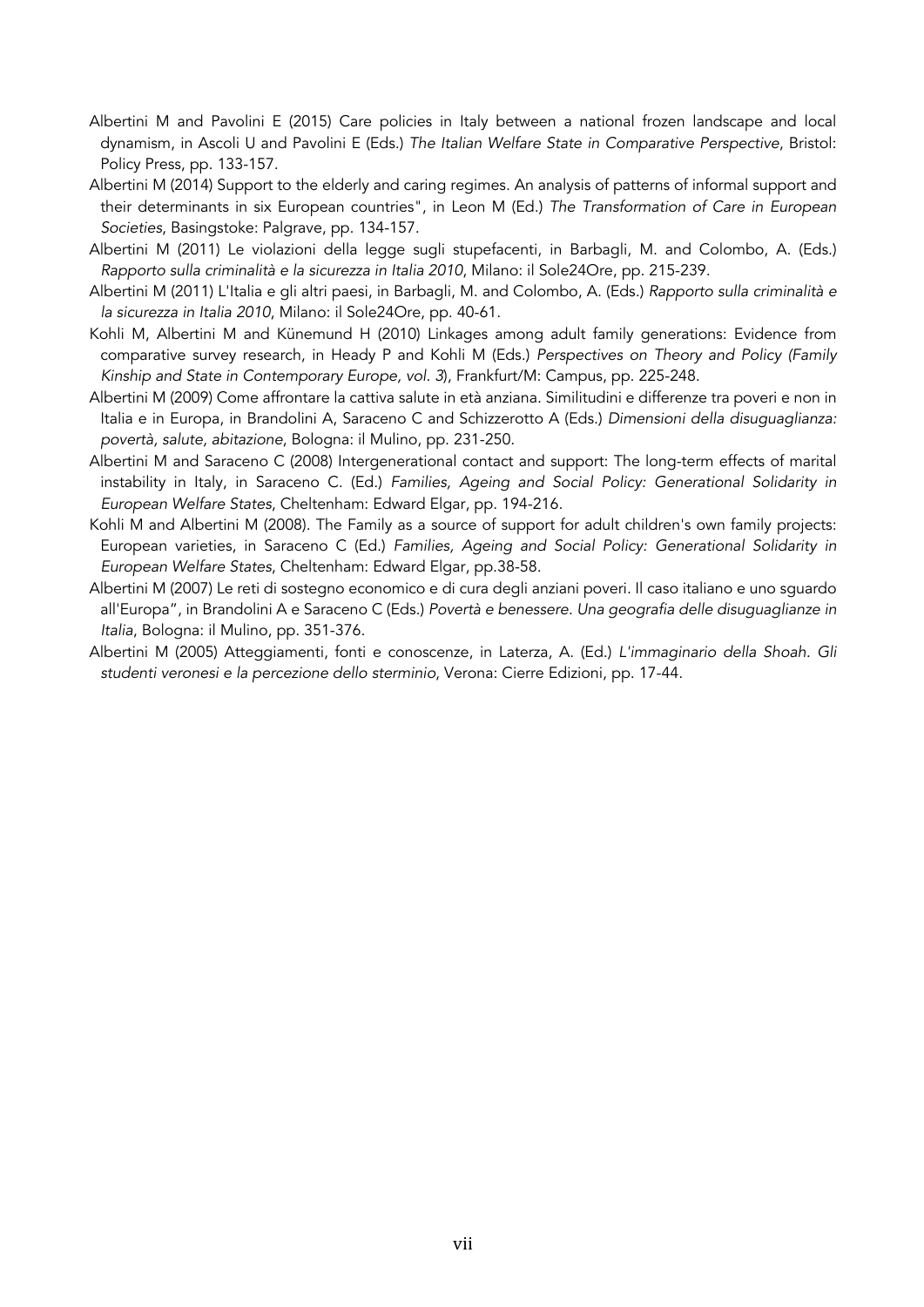Albertini M and Pavolini E (2015) Care policies in Italy between a national frozen landscape and local dynamism, in Ascoli U and Pavolini E (Eds.) *The Italian Welfare State in Comparative Perspective*, Bristol: Policy Press, pp. 133-157.

Albertini M (2014) Support to the elderly and caring regimes. An analysis of patterns of informal support and their determinants in six European countries", in Leon M (Ed.) *The Transformation of Care in European Societies*, Basingstoke: Palgrave, pp. 134-157.

Albertini M (2011) Le violazioni della legge sugli stupefacenti, in Barbagli, M. and Colombo, A. (Eds.) *Rapporto sulla criminalità e la sicurezza in Italia 2010*, Milano: il Sole24Ore, pp. 215-239.

Albertini M (2011) L'Italia e gli altri paesi, in Barbagli, M. and Colombo, A. (Eds.) *Rapporto sulla criminalità e la sicurezza in Italia 2010*, Milano: il Sole24Ore, pp. 40-61.

Kohli M, Albertini M and Künemund H (2010) Linkages among adult family generations: Evidence from comparative survey research, in Heady P and Kohli M (Eds.) *Perspectives on Theory and Policy (Family Kinship and State in Contemporary Europe, vol. 3*), Frankfurt/M: Campus, pp. 225-248.

Albertini M (2009) Come affrontare la cattiva salute in età anziana. Similitudini e differenze tra poveri e non in Italia e in Europa, in Brandolini A, Saraceno C and Schizzerotto A (Eds.) *Dimensioni della disuguaglianza: povertà, salute, abitazione*, Bologna: il Mulino, pp. 231-250.

Albertini M and Saraceno C (2008) Intergenerational contact and support: The long-term effects of marital instability in Italy, in Saraceno C. (Ed.) *Families, Ageing and Social Policy: Generational Solidarity in European Welfare States*, Cheltenham: Edward Elgar, pp. 194-216.

Kohli M and Albertini M (2008). The Family as a source of support for adult children's own family projects: European varieties, in Saraceno C (Ed.) *Families, Ageing and Social Policy: Generational Solidarity in European Welfare States*, Cheltenham: Edward Elgar, pp.38-58.

Albertini M (2007) Le reti di sostegno economico e di cura degli anziani poveri. Il caso italiano e uno sguardo all'Europa", in Brandolini A e Saraceno C (Eds.) *Povertà e benessere. Una geografia delle disuguaglianze in Italia*, Bologna: il Mulino, pp. 351-376.

Albertini M (2005) Atteggiamenti, fonti e conoscenze, in Laterza, A. (Ed.) *L'immaginario della Shoah. Gli studenti veronesi e la percezione dello sterminio*, Verona: Cierre Edizioni, pp. 17-44.